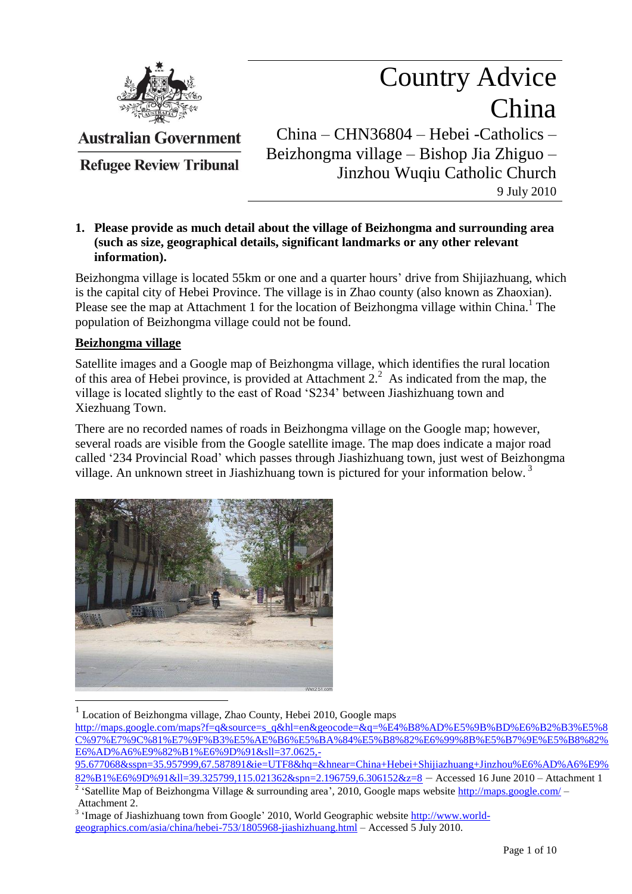Australian Government

Refugee Review Tribunal

# Country Advice China

China – CHN36804 – Hebei -Catholics – Beizhongma village – Bishop Jia Zhiguo – Jinzhou Wuqiu Catholic Church

9 July 2010

**1. Please provide as much detail about the village of Beizhongma and surrounding area (such as size, geographical details, significant landmarks or any other relevant information).**

Beizhongma village is located 55km or one and a quarter hours' drive from Shijiazhuang, which is the capital city of Hebei Province. The village is in Zhao county (also known as Zhaoxian). Please see the map at Attachment 1 for the location of Beizhongma village within China.[1] The population of Beizhongma village could not be found.

**Beizhongma village**

Satellite images and a Google map of Beizhongma village, which identifies the rural location of this area of Hebei province, is provided at Attachment 2.[2] As indicated from the map, the village is located slightly to the east of Road 'S234' between Jiashizhuang town and Xiezhuang Town.

There are no recorded names of roads in Beizhongma village on the Google map; however, several roads are visible from the Google satellite image. The map does indicate a major road called '234 Provincial Road' which passes through Jiashizhuang town, just west of Beizhongma village. An unknown street in Jiashizhuang town is pictured for your information below.[3]

---

[1] Location of Beizhongma village, Zhao County, Hebei 2010, Google maps http://maps.google.com/maps?f=q&source=s_q&hl=en&geocode=&q=%E4%B8%AD%E5%9B%BD%E6%B2%B3%E5%8C%97%E7%9C%81%E7%9F%B3%E5%AE%B6%E5%BA%84%E5%B8%82%E6%99%8B%E5%B7%9E%E5%B8%82%E6%AD%A6%E9%82%B1%E6%9D%91&sll=37.0625,-95.677068&sspn=35.957999,67.587891&ie=UTF8&hq=&hnear=China+Hebei+Shijiazhuang+Jinzhou%E6%AD%A6%E9%82%B1%E6%9D%91&ll=39.325799,115.021362&spn=2.196759,6.306152&z=8 – Accessed 16 June 2010 – Attachment 1

[2] 'Satellite Map of Beizhongma Village & surrounding area', 2010, Google maps website http://maps.google.com/ – Attachment 2.

[3] 'Image of Jiashizhuang town from Google' 2010, World Geographic website http://www.world-geographics.com/asia/china/hebei-753/1805968-jiashizhuang.html – Accessed 5 July 2010.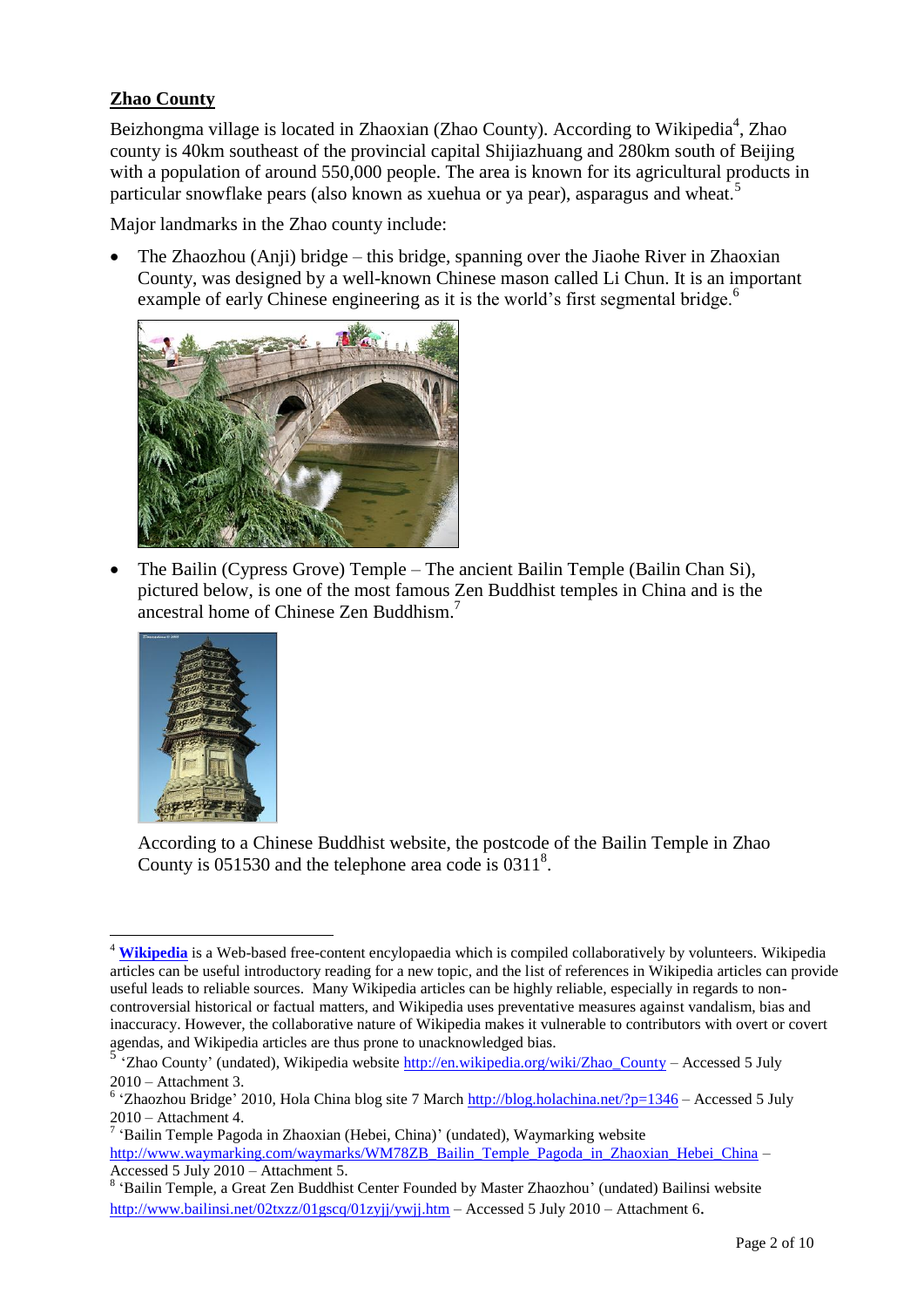## Zhao County

Beizhongma village is located in Zhaoxian (Zhao County). According to Wikipedia[4], Zhao county is 40km southeast of the provincial capital Shijiazhuang and 280km south of Beijing with a population of around 550,000 people. The area is known for its agricultural products in particular snowflake pears (also known as xuehua or ya pear), asparagus and wheat.[5]

Major landmarks in the Zhao county include:

- The Zhaozhou (Anji) bridge – this bridge, spanning over the Jiaohe River in Zhaoxian County, was designed by a well-known Chinese mason called Li Chun. It is an important example of early Chinese engineering as it is the world's first segmental bridge.[6]

- The Bailin (Cypress Grove) Temple – The ancient Bailin Temple (Bailin Chan Si), pictured below, is one of the most famous Zen Buddhist temples in China and is the ancestral home of Chinese Zen Buddhism.[7]

  According to a Chinese Buddhist website, the postcode of the Bailin Temple in Zhao County is 051530 and the telephone area code is 0311[8].

---

[4] **Wikipedia** is a Web-based free-content encylopaedia which is compiled collaboratively by volunteers. Wikipedia articles can be useful introductory reading for a new topic, and the list of references in Wikipedia articles can provide useful leads to reliable sources. Many Wikipedia articles can be highly reliable, especially in regards to non-controversial historical or factual matters, and Wikipedia uses preventative measures against vandalism, bias and inaccuracy. However, the collaborative nature of Wikipedia makes it vulnerable to contributors with overt or covert agendas, and Wikipedia articles are thus prone to unacknowledged bias.

[5] 'Zhao County' (undated), Wikipedia website http://en.wikipedia.org/wiki/Zhao_County – Accessed 5 July 2010 – Attachment 3.

[6] 'Zhaozhou Bridge' 2010, Hola China blog site 7 March http://blog.holachina.net/?p=1346 – Accessed 5 July 2010 – Attachment 4.

[7] 'Bailin Temple Pagoda in Zhaoxian (Hebei, China)' (undated), Waymarking website http://www.waymarking.com/waymarks/WM78ZB_Bailin_Temple_Pagoda_in_Zhaoxian_Hebei_China – Accessed 5 July 2010 – Attachment 5.

[8] 'Bailin Temple, a Great Zen Buddhist Center Founded by Master Zhaozhou' (undated) Bailinsi website http://www.bailinsi.net/02txzz/01gscq/01zyjj/ywjj.htm – Accessed 5 July 2010 – Attachment 6.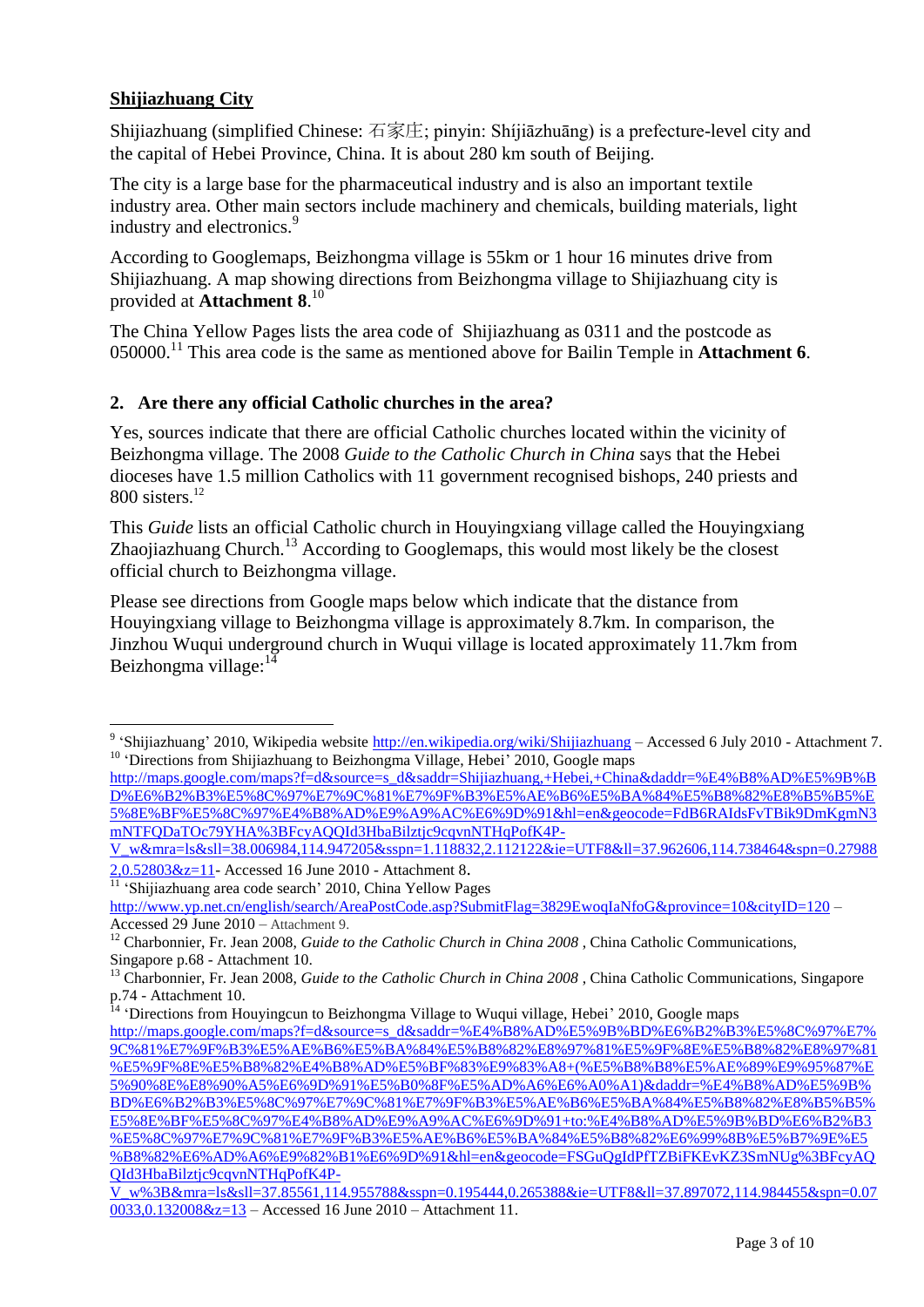**Shijiazhuang City**

Shijiazhuang (simplified Chinese: 石家庄; pinyin: Shíjiāzhuāng) is a prefecture-level city and the capital of Hebei Province, China. It is about 280 km south of Beijing.

The city is a large base for the pharmaceutical industry and is also an important textile industry area. Other main sectors include machinery and chemicals, building materials, light industry and electronics.[9]

According to Googlemaps, Beizhongma village is 55km or 1 hour 16 minutes drive from Shijiazhuang. A map showing directions from Beizhongma village to Shijiazhuang city is provided at **Attachment 8**.[10]

The China Yellow Pages lists the area code of Shijiazhuang as 0311 and the postcode as 050000.[11] This area code is the same as mentioned above for Bailin Temple in **Attachment 6**.

## 2. Are there any official Catholic churches in the area?

Yes, sources indicate that there are official Catholic churches located within the vicinity of Beizhongma village. The 2008 *Guide to the Catholic Church in China* says that the Hebei dioceses have 1.5 million Catholics with 11 government recognised bishops, 240 priests and 800 sisters.[12]

This *Guide* lists an official Catholic church in Houyingxiang village called the Houyingxiang Zhaojiazhuang Church.[13] According to Googlemaps, this would most likely be the closest official church to Beizhongma village.

Please see directions from Google maps below which indicate that the distance from Houyingxiang village to Beizhongma village is approximately 8.7km. In comparison, the Jinzhou Wuqui underground church in Wuqui village is located approximately 11.7km from Beizhongma village:[14]

---

[9] 'Shijiazhuang' 2010, Wikipedia website http://en.wikipedia.org/wiki/Shijiazhuang – Accessed 6 July 2010 - Attachment 7.

[10] 'Directions from Shijiazhuang to Beizhongma Village, Hebei' 2010, Google maps http://maps.google.com/maps?f=d&source=s_d&saddr=Shijiazhuang,+Hebei,+China&daddr=%E4%B8%AD%E5%9B%BD%E6%B2%B3%E5%8C%97%E7%9C%81%E7%9F%B3%E5%AE%B6%E5%BA%84%E5%B8%82%E8%B5%B5%E5%8E%BF%E5%8C%97%E4%B8%AD%E9%A9%AC%E6%9D%91&hl=en&geocode=FdB6RAIdsFvTBik9DmKgmN3mNTFQDaTOc79YHA%3BFcyAQQId3HbaBilztjc9cqvnNTHqPofK4P-V_w&mra=ls&sll=38.006984,114.947205&sspn=1.118832,2.112122&ie=UTF8&ll=37.962606,114.738464&spn=0.279882,0.52803&z=11- Accessed 16 June 2010 - Attachment 8.

[11] 'Shijiazhuang area code search' 2010, China Yellow Pages http://www.yp.net.cn/english/search/AreaPostCode.asp?SubmitFlag=3829EwoqIaNfoG&province=10&cityID=120 – Accessed 29 June 2010 – Attachment 9.

[12] Charbonnier, Fr. Jean 2008, *Guide to the Catholic Church in China 2008* , China Catholic Communications, Singapore p.68 - Attachment 10.

[13] Charbonnier, Fr. Jean 2008, *Guide to the Catholic Church in China 2008* , China Catholic Communications, Singapore p.74 - Attachment 10.

[14] 'Directions from Houyingcun to Beizhongma Village to Wuqui village, Hebei' 2010, Google maps http://maps.google.com/maps?f=d&source=s_d&saddr=%E4%B8%AD%E5%9B%BD%E6%B2%B3%E5%8C%97%E7%9C%81%E7%9F%B3%E5%AE%B6%E5%BA%84%E5%B8%82%E8%97%81%E5%9F%8E%E5%B8%82%E8%97%81%E5%9F%8E%E5%B8%82%E4%B8%AD%E5%BF%83%E9%83%A8+(%E5%B8%B8%E5%AE%89%E9%95%87%E5%90%8E%E8%90%A5%E6%9D%91%E5%B0%8F%E5%AD%A6%E6%A0%A1)&daddr=%E4%B8%AD%E5%9B%BD%E6%B2%B3%E5%8C%97%E7%9C%81%E7%9F%B3%E5%AE%B6%E5%BA%84%E5%B8%82%E8%B5%B5%E5%8E%BF%E5%8C%97%E4%B8%AD%E9%A9%AC%E6%9D%91+to:%E4%B8%AD%E5%9B%BD%E6%B2%B3%E5%8C%97%E7%9C%81%E7%9F%B3%E5%AE%B6%E5%BA%84%E5%B8%82%E6%99%8B%E5%B7%9E%E5%B8%82%E6%AD%A6%E9%82%B1%E6%9D%91&hl=en&geocode=FSGuQgIdPfTZBiFKEvKZ3SmNUg%3BFcyAQQId3HbaBilztjc9cqvnNTHqPofK4P-V_w%3B&mra=ls&sll=37.85561,114.955788&sspn=0.195444,0.265388&ie=UTF8&ll=37.897072,114.984455&spn=0.070033,0.132008&z=13 – Accessed 16 June 2010 – Attachment 11.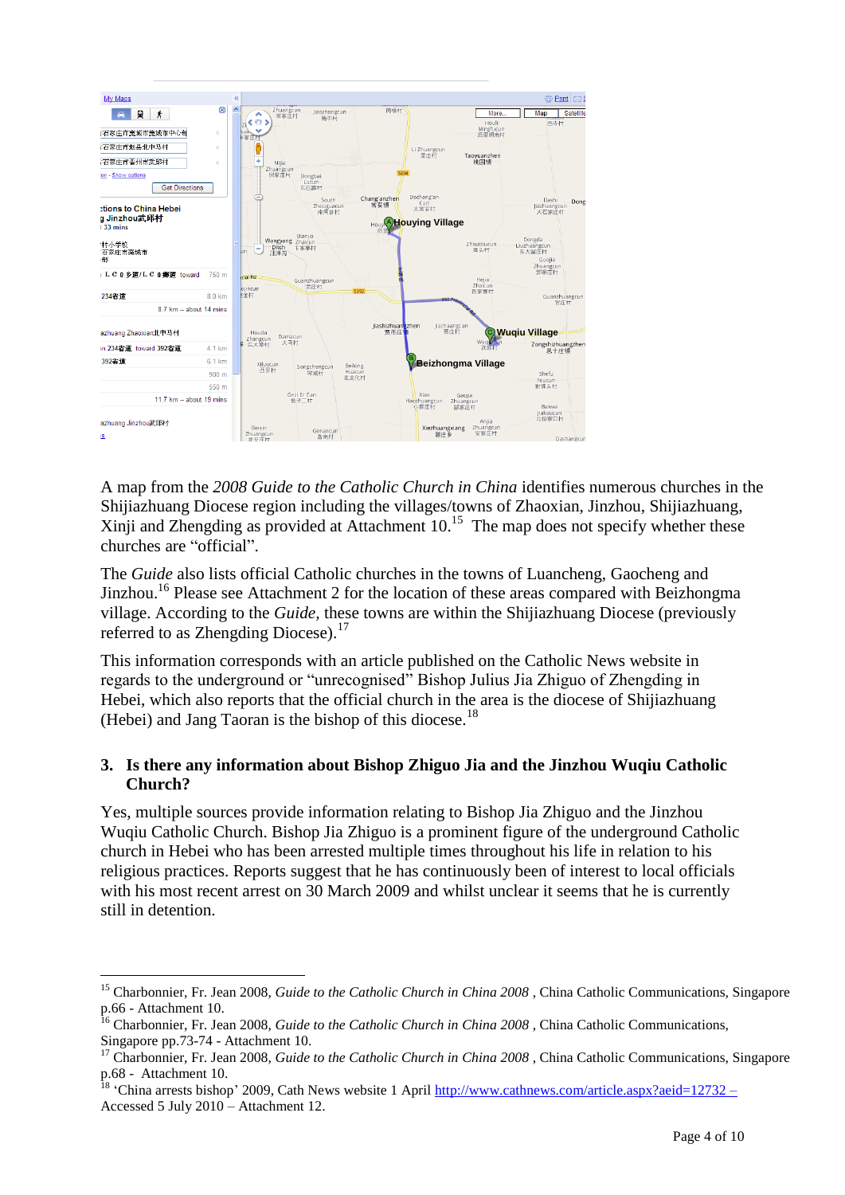A map from the *2008 Guide to the Catholic Church in China* identifies numerous churches in the Shijiazhuang Diocese region including the villages/towns of Zhaoxian, Jinzhou, Shijiazhuang, Xinji and Zhengding as provided at Attachment 10.[15] The map does not specify whether these churches are "official".

The *Guide* also lists official Catholic churches in the towns of Luancheng, Gaocheng and Jinzhou.[16] Please see Attachment 2 for the location of these areas compared with Beizhongma village. According to the *Guide,* these towns are within the Shijiazhuang Diocese (previously referred to as Zhengding Diocese).[17]

This information corresponds with an article published on the Catholic News website in regards to the underground or "unrecognised" Bishop Julius Jia Zhiguo of Zhengding in Hebei, which also reports that the official church in the area is the diocese of Shijiazhuang (Hebei) and Jang Taoran is the bishop of this diocese.[18]

### 3. Is there any information about Bishop Zhiguo Jia and the Jinzhou Wuqiu Catholic Church?

Yes, multiple sources provide information relating to Bishop Jia Zhiguo and the Jinzhou Wuqiu Catholic Church. Bishop Jia Zhiguo is a prominent figure of the underground Catholic church in Hebei who has been arrested multiple times throughout his life in relation to his religious practices. Reports suggest that he has continuously been of interest to local officials with his most recent arrest on 30 March 2009 and whilst unclear it seems that he is currently still in detention.

---

[15] Charbonnier, Fr. Jean 2008, *Guide to the Catholic Church in China 2008* , China Catholic Communications, Singapore p.66 - Attachment 10.

[16] Charbonnier, Fr. Jean 2008, *Guide to the Catholic Church in China 2008* , China Catholic Communications, Singapore pp.73-74 - Attachment 10.

[17] Charbonnier, Fr. Jean 2008, *Guide to the Catholic Church in China 2008* , China Catholic Communications, Singapore p.68 - Attachment 10.

[18] 'China arrests bishop' 2009, Cath News website 1 April http://www.cathnews.com/article.aspx?aeid=12732 – Accessed 5 July 2010 – Attachment 12.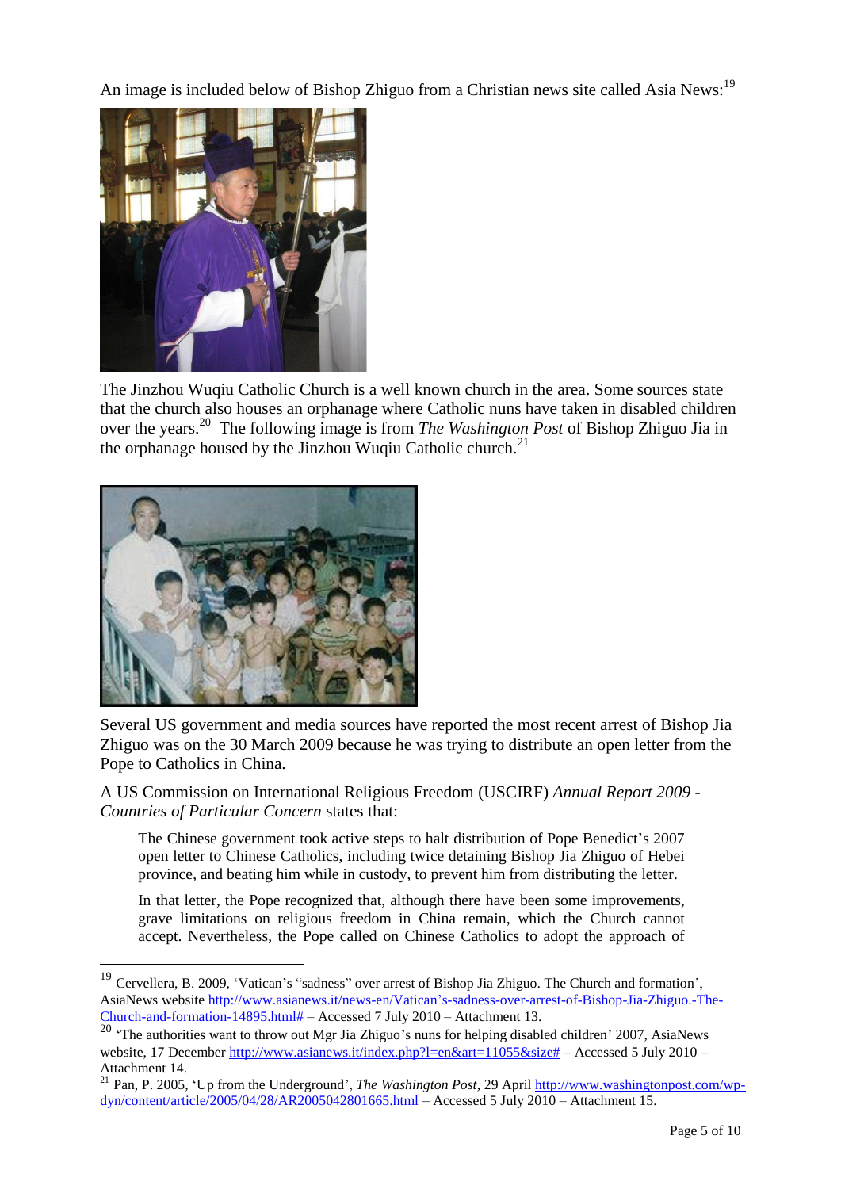An image is included below of Bishop Zhiguo from a Christian news site called Asia News:[19]

The Jinzhou Wuqiu Catholic Church is a well known church in the area. Some sources state that the church also houses an orphanage where Catholic nuns have taken in disabled children over the years.[20] The following image is from *The Washington Post* of Bishop Zhiguo Jia in the orphanage housed by the Jinzhou Wuqiu Catholic church.[21]

Several US government and media sources have reported the most recent arrest of Bishop Jia Zhiguo was on the 30 March 2009 because he was trying to distribute an open letter from the Pope to Catholics in China.

A US Commission on International Religious Freedom (USCIRF) *Annual Report 2009 - Countries of Particular Concern* states that:

> The Chinese government took active steps to halt distribution of Pope Benedict's 2007 open letter to Chinese Catholics, including twice detaining Bishop Jia Zhiguo of Hebei province, and beating him while in custody, to prevent him from distributing the letter.
>
> In that letter, the Pope recognized that, although there have been some improvements, grave limitations on religious freedom in China remain, which the Church cannot accept. Nevertheless, the Pope called on Chinese Catholics to adopt the approach of

---

[19] Cervellera, B. 2009, 'Vatican's "sadness" over arrest of Bishop Jia Zhiguo. The Church and formation', AsiaNews website http://www.asianews.it/news-en/Vatican's-sadness-over-arrest-of-Bishop-Jia-Zhiguo.-The-Church-and-formation-14895.html# – Accessed 7 July 2010 – Attachment 13.

[20] 'The authorities want to throw out Mgr Jia Zhiguo's nuns for helping disabled children' 2007, AsiaNews website, 17 December http://www.asianews.it/index.php?l=en&art=11055&size# – Accessed 5 July 2010 – Attachment 14.

[21] Pan, P. 2005, 'Up from the Underground', *The Washington Post*, 29 April http://www.washingtonpost.com/wp-dyn/content/article/2005/04/28/AR2005042801665.html – Accessed 5 July 2010 – Attachment 15.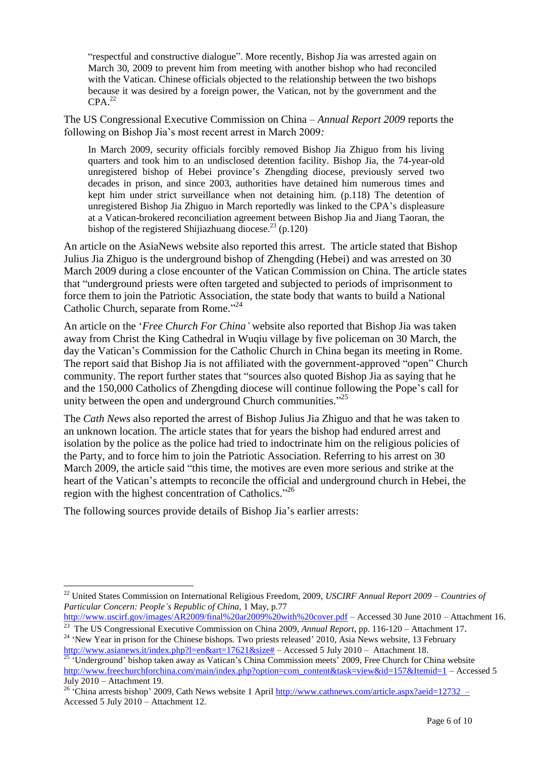> "respectful and constructive dialogue". More recently, Bishop Jia was arrested again on March 30, 2009 to prevent him from meeting with another bishop who had reconciled with the Vatican. Chinese officials objected to the relationship between the two bishops because it was desired by a foreign power, the Vatican, not by the government and the CPA.[22]

The US Congressional Executive Commission on China – *Annual Report 2009* reports the following on Bishop Jia's most recent arrest in March 2009*:*

> In March 2009, security officials forcibly removed Bishop Jia Zhiguo from his living quarters and took him to an undisclosed detention facility. Bishop Jia, the 74-year-old unregistered bishop of Hebei province's Zhengding diocese, previously served two decades in prison, and since 2003, authorities have detained him numerous times and kept him under strict surveillance when not detaining him. (p.118) The detention of unregistered Bishop Jia Zhiguo in March reportedly was linked to the CPA's displeasure at a Vatican-brokered reconciliation agreement between Bishop Jia and Jiang Taoran, the bishop of the registered Shijiazhuang diocese.[23] (p.120)

An article on the AsiaNews website also reported this arrest. The article stated that Bishop Julius Jia Zhiguo is the underground bishop of Zhengding (Hebei) and was arrested on 30 March 2009 during a close encounter of the Vatican Commission on China. The article states that "underground priests were often targeted and subjected to periods of imprisonment to force them to join the Patriotic Association, the state body that wants to build a National Catholic Church, separate from Rome."[24]

An article on the '*Free Church For China'* website also reported that Bishop Jia was taken away from Christ the King Cathedral in Wuqiu village by five policeman on 30 March, the day the Vatican's Commission for the Catholic Church in China began its meeting in Rome. The report said that Bishop Jia is not affiliated with the government-approved "open" Church community. The report further states that "sources also quoted Bishop Jia as saying that he and the 150,000 Catholics of Zhengding diocese will continue following the Pope's call for unity between the open and underground Church communities."[25]

The *Cath News* also reported the arrest of Bishop Julius Jia Zhiguo and that he was taken to an unknown location. The article states that for years the bishop had endured arrest and isolation by the police as the police had tried to indoctrinate him on the religious policies of the Party, and to force him to join the Patriotic Association. Referring to his arrest on 30 March 2009, the article said "this time, the motives are even more serious and strike at the heart of the Vatican's attempts to reconcile the official and underground church in Hebei, the region with the highest concentration of Catholics."[26]

The following sources provide details of Bishop Jia's earlier arrests:

---

[22] United States Commission on International Religious Freedom, 2009, *USCIRF Annual Report 2009 – Countries of Particular Concern: People's Republic of China*, 1 May, p.77 http://www.uscirf.gov/images/AR2009/final%20ar2009%20with%20cover.pdf – Accessed 30 June 2010 – Attachment 16.

[23] The US Congressional Executive Commission on China 2009, *Annual Report*, pp. 116-120 – Attachment 17.

[24] 'New Year in prison for the Chinese bishops. Two priests released' 2010, Asia News website, 13 February http://www.asianews.it/index.php?l=en&art=17621&size# – Accessed 5 July 2010 – Attachment 18.

[25] 'Underground' bishop taken away as Vatican's China Commission meets' 2009, Free Church for China website http://www.freechurchforchina.com/main/index.php?option=com_content&task=view&id=157&Itemid=1 – Accessed 5 July 2010 – Attachment 19.

[26] 'China arrests bishop' 2009, Cath News website 1 April http://www.cathnews.com/article.aspx?aeid=12732 – Accessed 5 July 2010 – Attachment 12.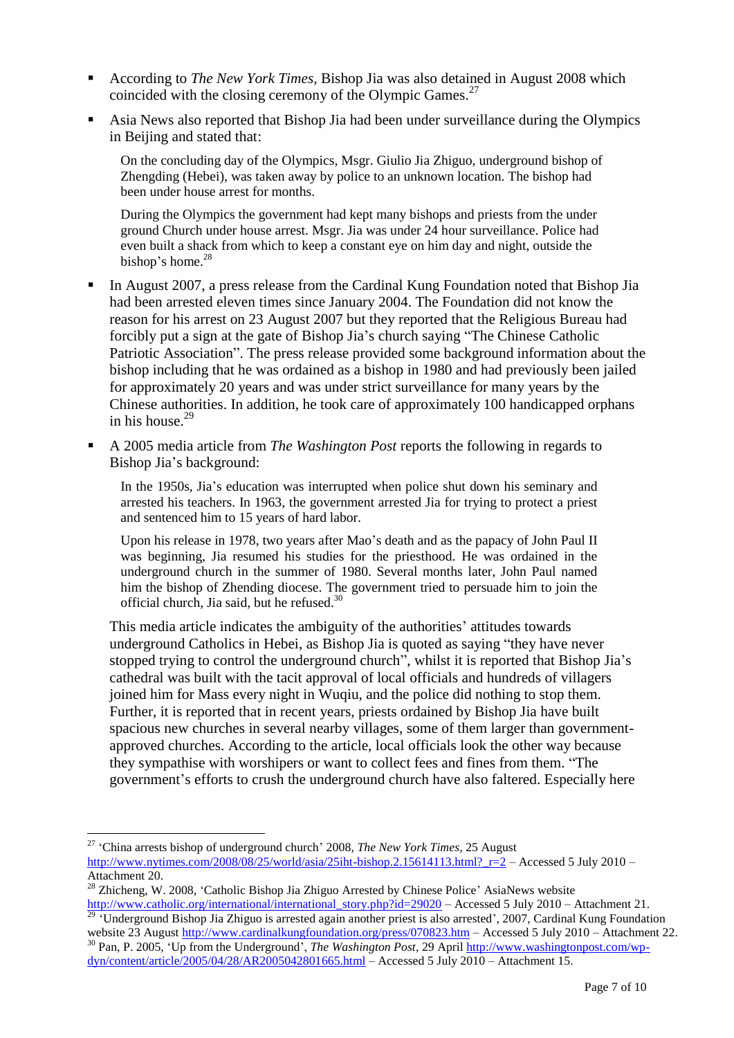- According to *The New York Times*, Bishop Jia was also detained in August 2008 which coincided with the closing ceremony of the Olympic Games.[27]
- Asia News also reported that Bishop Jia had been under surveillance during the Olympics in Beijing and stated that:

> On the concluding day of the Olympics, Msgr. Giulio Jia Zhiguo, underground bishop of Zhengding (Hebei), was taken away by police to an unknown location. The bishop had been under house arrest for months.
>
> During the Olympics the government had kept many bishops and priests from the under ground Church under house arrest. Msgr. Jia was under 24 hour surveillance. Police had even built a shack from which to keep a constant eye on him day and night, outside the bishop's home.[28]

- In August 2007, a press release from the Cardinal Kung Foundation noted that Bishop Jia had been arrested eleven times since January 2004. The Foundation did not know the reason for his arrest on 23 August 2007 but they reported that the Religious Bureau had forcibly put a sign at the gate of Bishop Jia's church saying "The Chinese Catholic Patriotic Association". The press release provided some background information about the bishop including that he was ordained as a bishop in 1980 and had previously been jailed for approximately 20 years and was under strict surveillance for many years by the Chinese authorities. In addition, he took care of approximately 100 handicapped orphans in his house.[29]
- A 2005 media article from *The Washington Post* reports the following in regards to Bishop Jia's background:

> In the 1950s, Jia's education was interrupted when police shut down his seminary and arrested his teachers. In 1963, the government arrested Jia for trying to protect a priest and sentenced him to 15 years of hard labor.
>
> Upon his release in 1978, two years after Mao's death and as the papacy of John Paul II was beginning, Jia resumed his studies for the priesthood. He was ordained in the underground church in the summer of 1980. Several months later, John Paul named him the bishop of Zhending diocese. The government tried to persuade him to join the official church, Jia said, but he refused.[30]

This media article indicates the ambiguity of the authorities' attitudes towards underground Catholics in Hebei, as Bishop Jia is quoted as saying "they have never stopped trying to control the underground church", whilst it is reported that Bishop Jia's cathedral was built with the tacit approval of local officials and hundreds of villagers joined him for Mass every night in Wuqiu, and the police did nothing to stop them. Further, it is reported that in recent years, priests ordained by Bishop Jia have built spacious new churches in several nearby villages, some of them larger than government-approved churches. According to the article, local officials look the other way because they sympathise with worshipers or want to collect fees and fines from them. "The government's efforts to crush the underground church have also faltered. Especially here

---

[27] 'China arrests bishop of underground church' 2008, *The New York Times*, 25 August http://www.nytimes.com/2008/08/25/world/asia/25iht-bishop.2.15614113.html?_r=2 – Accessed 5 July 2010 – Attachment 20.

[28] Zhicheng, W. 2008, 'Catholic Bishop Jia Zhiguo Arrested by Chinese Police' AsiaNews website http://www.catholic.org/international/international_story.php?id=29020 – Accessed 5 July 2010 – Attachment 21.

[29] 'Underground Bishop Jia Zhiguo is arrested again another priest is also arrested', 2007, Cardinal Kung Foundation website 23 August http://www.cardinalkungfoundation.org/press/070823.htm – Accessed 5 July 2010 – Attachment 22.

[30] Pan, P. 2005, 'Up from the Underground', *The Washington Post*, 29 April http://www.washingtonpost.com/wp-dyn/content/article/2005/04/28/AR2005042801665.html – Accessed 5 July 2010 – Attachment 15.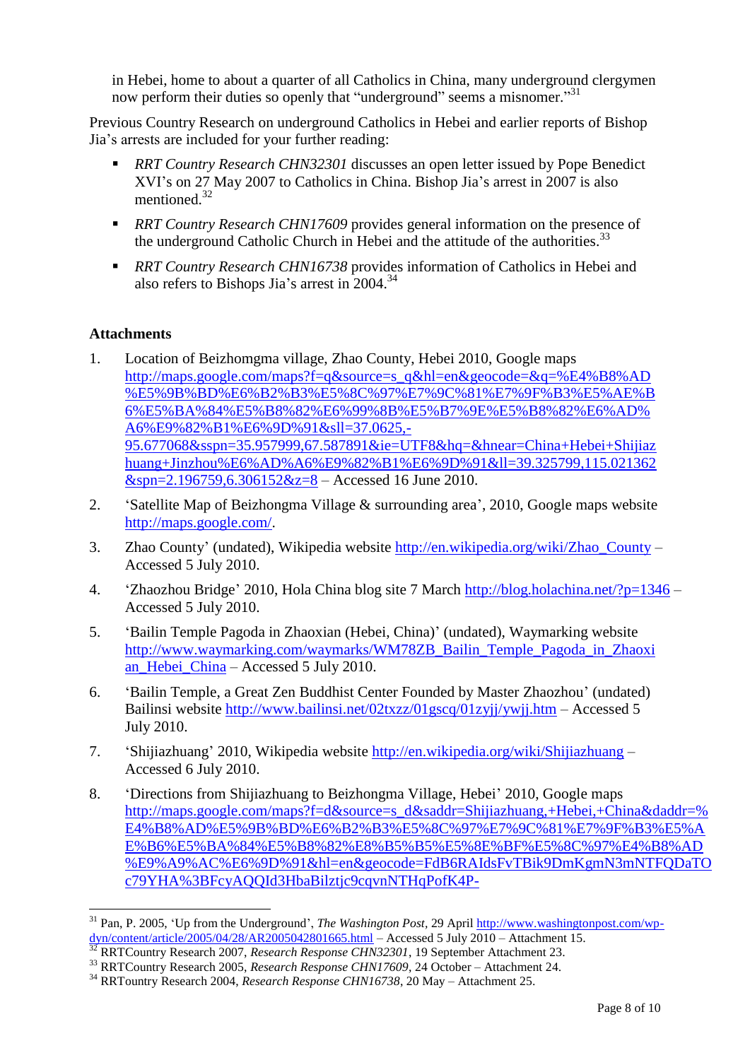in Hebei, home to about a quarter of all Catholics in China, many underground clergymen now perform their duties so openly that "underground" seems a misnomer."[31]

Previous Country Research on underground Catholics in Hebei and earlier reports of Bishop Jia's arrests are included for your further reading:

- *RRT Country Research CHN32301* discusses an open letter issued by Pope Benedict XVI's on 27 May 2007 to Catholics in China. Bishop Jia's arrest in 2007 is also mentioned.[32]
- *RRT Country Research CHN17609* provides general information on the presence of the underground Catholic Church in Hebei and the attitude of the authorities.[33]
- *RRT Country Research CHN16738* provides information of Catholics in Hebei and also refers to Bishops Jia's arrest in 2004.[34]

**Attachments**

1. Location of Beizhomgma village, Zhao County, Hebei 2010, Google maps http://maps.google.com/maps?f=q&source=s_q&hl=en&geocode=&q=%E4%B8%AD%E5%9B%BD%E6%B2%B3%E5%8C%97%E7%9C%81%E7%9F%B3%E5%AE%B6%E5%BA%84%E5%B8%82%E6%99%8B%E5%B7%9E%E5%B8%82%E6%AD%A6%E9%82%B1%E6%9D%91&sll=37.0625,-95.677068&sspn=35.957999,67.587891&ie=UTF8&hq=&hnear=China+Hebei+Shijiazhuang+Jinzhou%E6%AD%A6%E9%82%B1%E6%9D%91&ll=39.325799,115.021362&spn=2.196759,6.306152&z=8 – Accessed 16 June 2010.
2. 'Satellite Map of Beizhongma Village & surrounding area', 2010, Google maps website http://maps.google.com/.
3. Zhao County' (undated), Wikipedia website http://en.wikipedia.org/wiki/Zhao_County – Accessed 5 July 2010.
4. 'Zhaozhou Bridge' 2010, Hola China blog site 7 March http://blog.holachina.net/?p=1346 – Accessed 5 July 2010.
5. 'Bailin Temple Pagoda in Zhaoxian (Hebei, China)' (undated), Waymarking website http://www.waymarking.com/waymarks/WM78ZB_Bailin_Temple_Pagoda_in_Zhaoxian_Hebei_China – Accessed 5 July 2010.
6. 'Bailin Temple, a Great Zen Buddhist Center Founded by Master Zhaozhou' (undated) Bailinsi website http://www.bailinsi.net/02txzz/01gscq/01zyjj/ywjj.htm – Accessed 5 July 2010.
7. 'Shijiazhuang' 2010, Wikipedia website http://en.wikipedia.org/wiki/Shijiazhuang – Accessed 6 July 2010.
8. 'Directions from Shijiazhuang to Beizhongma Village, Hebei' 2010, Google maps http://maps.google.com/maps?f=d&source=s_d&saddr=Shijiazhuang,+Hebei,+China&daddr=%E4%B8%AD%E5%9B%BD%E6%B2%B3%E5%8C%97%E7%9C%81%E7%9F%B3%E5%AE%B6%E5%BA%84%E5%B8%82%E8%B5%B5%E5%8E%BF%E5%8C%97%E4%B8%AD%E9%A9%AC%E6%9D%91&hl=en&geocode=FdB6RAIdsFvTBik9DmKgmN3mNTFQDaTOc79YHA%3BFcyAQQId3HbaBilztjc9cqvnNTHqPofK4P-

---

[31] Pan, P. 2005, 'Up from the Underground', *The Washington Post*, 29 April http://www.washingtonpost.com/wp-dyn/content/article/2005/04/28/AR2005042801665.html – Accessed 5 July 2010 – Attachment 15.

[32] RRTCountry Research 2007, *Research Response CHN32301*, 19 September Attachment 23.

[33] RRTCountry Research 2005, *Research Response CHN17609*, 24 October – Attachment 24.

[34] RRTountry Research 2004, *Research Response CHN16738*, 20 May – Attachment 25.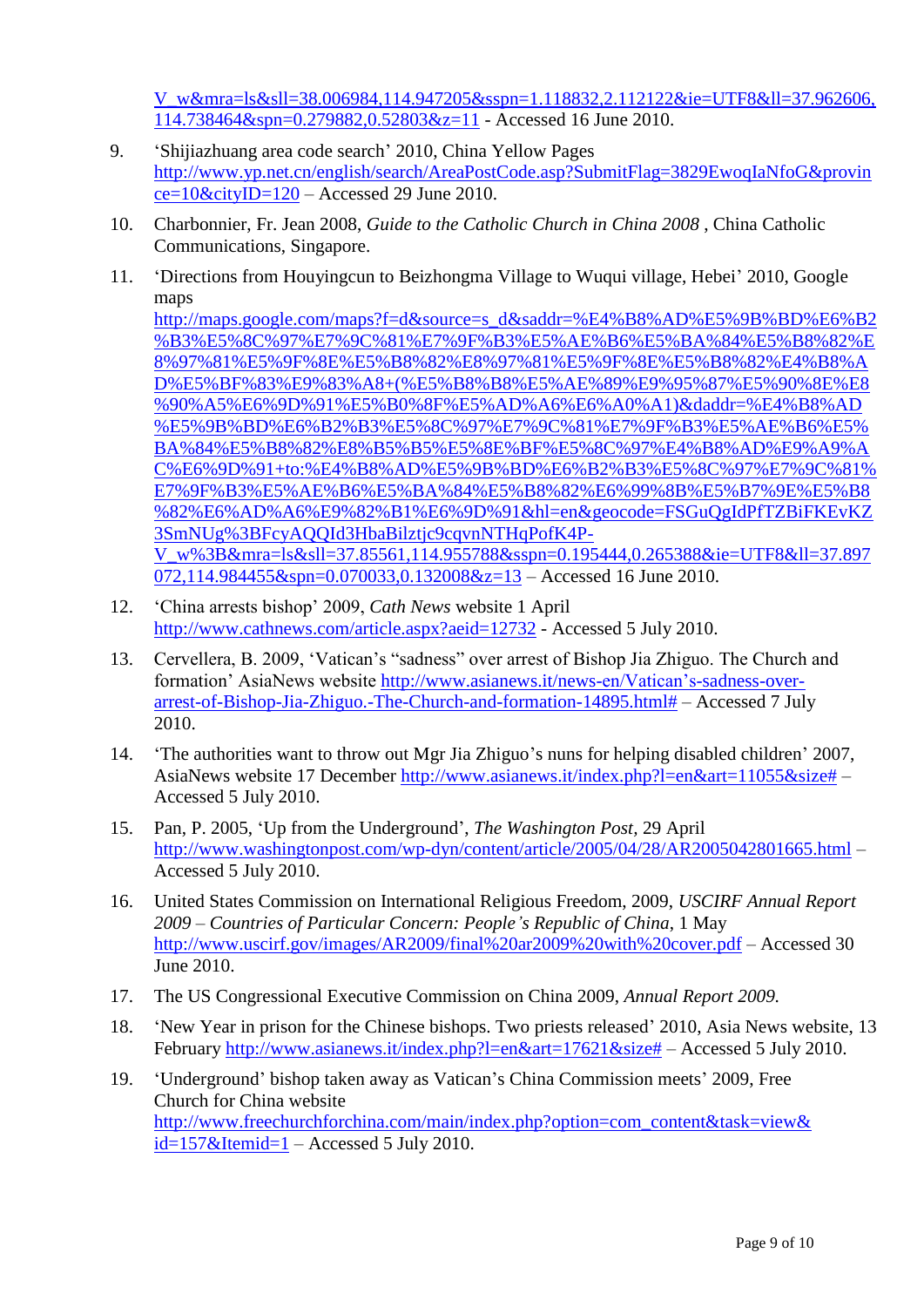V_w&mra=ls&sll=38.006984,114.947205&sspn=1.118832,2.112122&ie=UTF8&ll=37.962606,114.738464&spn=0.279882,0.52803&z=11 - Accessed 16 June 2010.

9. ‘Shijiazhuang area code search’ 2010, China Yellow Pages http://www.yp.net.cn/english/search/AreaPostCode.asp?SubmitFlag=3829EwoqIaNfoG&province=10&cityID=120 – Accessed 29 June 2010.

10. Charbonnier, Fr. Jean 2008, *Guide to the Catholic Church in China 2008* , China Catholic Communications, Singapore.

11. ‘Directions from Houyingcun to Beizhongma Village to Wuqui village, Hebei’ 2010, Google maps http://maps.google.com/maps?f=d&source=s_d&saddr=%E4%B8%AD%E5%9B%BD%E6%B2%B3%E5%8C%97%E7%9C%81%E7%9F%B3%E5%AE%B6%E5%BA%84%E5%B8%82%E8%97%81%E5%9F%8E%E5%B8%82%E8%97%81%E5%9F%8E%E5%B8%82%E4%B8%AD%E5%BF%83%E9%83%A8+(%E5%B8%B8%E5%AE%89%E9%95%87%E5%90%8E%E8%90%A5%E6%9D%91%E5%B0%8F%E5%AD%A6%E6%A0%A1)&daddr=%E4%B8%AD%E5%9B%BD%E6%B2%B3%E5%8C%97%E7%9C%81%E7%9F%B3%E5%AE%B6%E5%BA%84%E5%B8%82%E8%B5%B5%E5%8E%BF%E5%8C%97%E4%B8%AD%E9%A9%AC%E6%9D%91+to:%E4%B8%AD%E5%9B%BD%E6%B2%B3%E5%8C%97%E7%9C%81%E7%9F%B3%E5%AE%B6%E5%BA%84%E5%B8%82%E6%99%8B%E5%B7%9E%E5%B8%82%E6%AD%A6%E9%82%B1%E6%9D%91&hl=en&geocode=FSGuQgIdPfTZBiFKEvKZ3SmNUg%3BFcyAQQId3HbaBilztjc9cqvnNTHqPofK4P-V_w%3B&mra=ls&sll=37.85561,114.955788&sspn=0.195444,0.265388&ie=UTF8&ll=37.897072,114.984455&spn=0.070033,0.132008&z=13 – Accessed 16 June 2010.

12. ‘China arrests bishop’ 2009, *Cath News* website 1 April http://www.cathnews.com/article.aspx?aeid=12732 - Accessed 5 July 2010.

13. Cervellera, B. 2009, ‘Vatican’s “sadness” over arrest of Bishop Jia Zhiguo. The Church and formation’ AsiaNews website http://www.asianews.it/news-en/Vatican’s-sadness-over-arrest-of-Bishop-Jia-Zhiguo.-The-Church-and-formation-14895.html# – Accessed 7 July 2010.

14. ‘The authorities want to throw out Mgr Jia Zhiguo’s nuns for helping disabled children’ 2007, AsiaNews website 17 December http://www.asianews.it/index.php?l=en&art=11055&size# – Accessed 5 July 2010.

15. Pan, P. 2005, ‘Up from the Underground’, *The Washington Post*, 29 April http://www.washingtonpost.com/wp-dyn/content/article/2005/04/28/AR2005042801665.html – Accessed 5 July 2010.

16. United States Commission on International Religious Freedom, 2009, *USCIRF Annual Report 2009 – Countries of Particular Concern: People’s Republic of China*, 1 May http://www.uscirf.gov/images/AR2009/final%20ar2009%20with%20cover.pdf – Accessed 30 June 2010.

17. The US Congressional Executive Commission on China 2009, *Annual Report 2009.*

18. ‘New Year in prison for the Chinese bishops. Two priests released’ 2010, Asia News website, 13 February http://www.asianews.it/index.php?l=en&art=17621&size# – Accessed 5 July 2010.

19. ‘Underground’ bishop taken away as Vatican’s China Commission meets’ 2009, Free Church for China website http://www.freechurchforchina.com/main/index.php?option=com_content&task=view&id=157&Itemid=1 – Accessed 5 July 2010.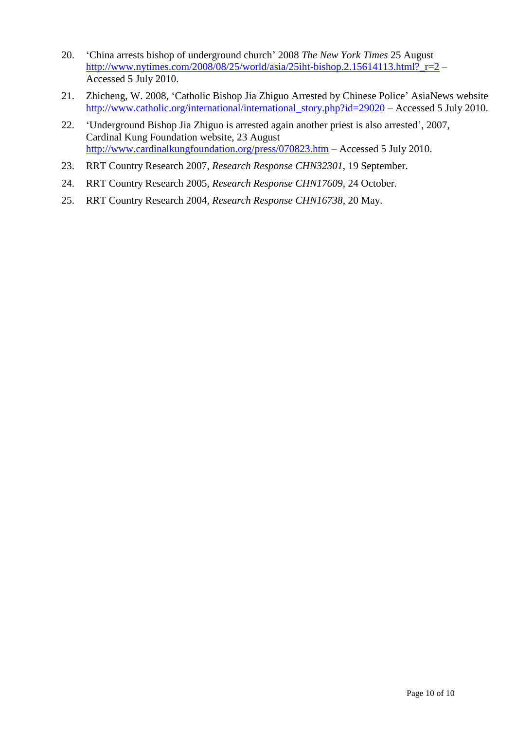20. 'China arrests bishop of underground church' 2008 *The New York Times* 25 August http://www.nytimes.com/2008/08/25/world/asia/25iht-bishop.2.15614113.html?_r=2 – Accessed 5 July 2010.
21. Zhicheng, W. 2008, 'Catholic Bishop Jia Zhiguo Arrested by Chinese Police' AsiaNews website http://www.catholic.org/international/international_story.php?id=29020 – Accessed 5 July 2010.
22. 'Underground Bishop Jia Zhiguo is arrested again another priest is also arrested', 2007, Cardinal Kung Foundation website, 23 August http://www.cardinalkungfoundation.org/press/070823.htm – Accessed 5 July 2010.
23. RRT Country Research 2007, *Research Response CHN32301*, 19 September.
24. RRT Country Research 2005, *Research Response CHN17609*, 24 October.
25. RRT Country Research 2004, *Research Response CHN16738*, 20 May.